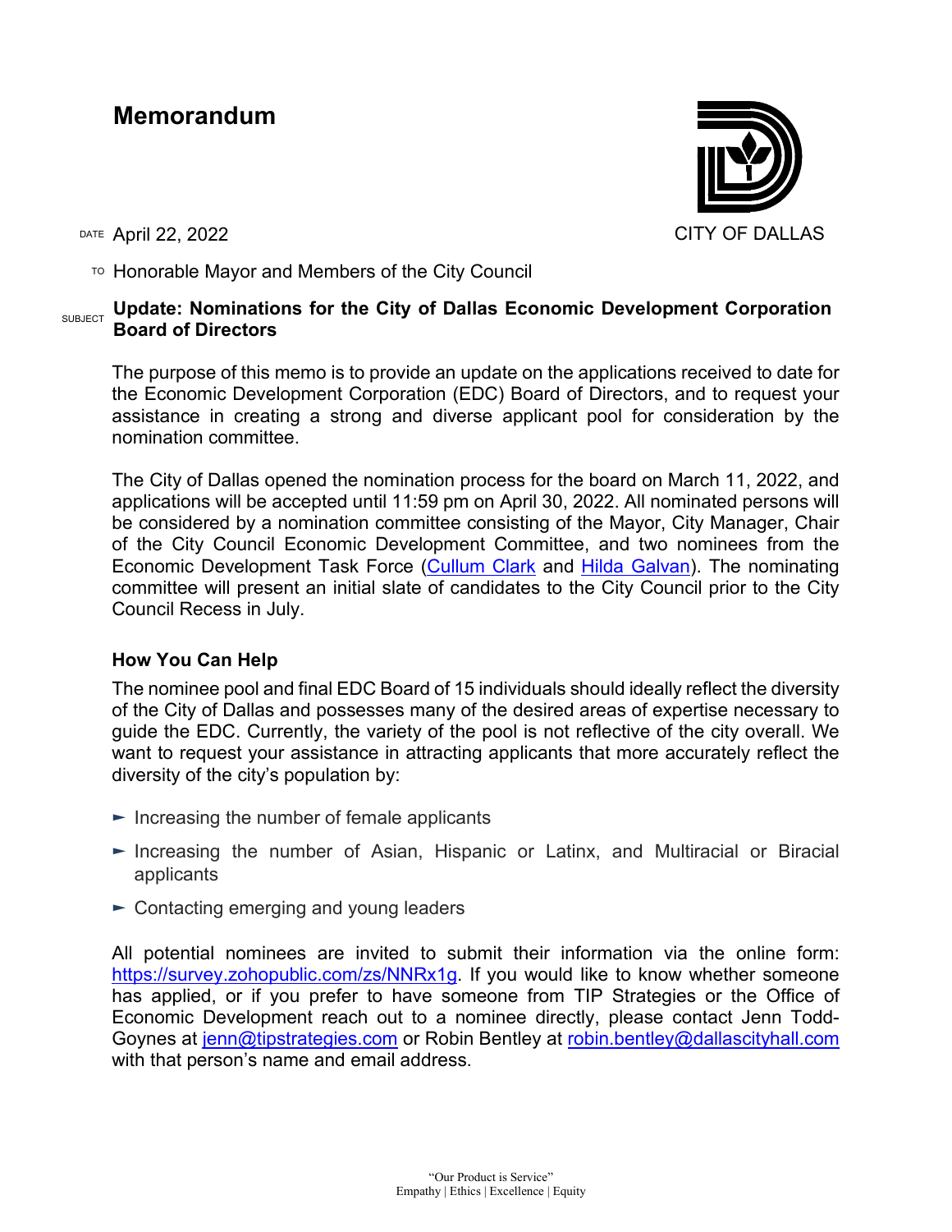# Memorandum

CITY OF DALLAS

DATE April 22, 2022

TO Honorable Mayor and Members of the City Council

SUBJECT **Update: Nominations for the City of Dallas Economic Development Corporation Board of Directors**

The purpose of this memo is to provide an update on the applications received to date for the Economic Development Corporation (EDC) Board of Directors, and to request your assistance in creating a strong and diverse applicant pool for consideration by the nomination committee.

The City of Dallas opened the nomination process for the board on March 11, 2022, and applications will be accepted until 11:59 pm on April 30, 2022. All nominated persons will be considered by a nomination committee consisting of the Mayor, City Manager, Chair of the City Council Economic Development Committee, and two nominees from the Economic Development Task Force (Cullum Clark and Hilda Galvan). The nominating committee will present an initial slate of candidates to the City Council prior to the City Council Recess in July.

### How You Can Help

The nominee pool and final EDC Board of 15 individuals should ideally reflect the diversity of the City of Dallas and possesses many of the desired areas of expertise necessary to guide the EDC. Currently, the variety of the pool is not reflective of the city overall. We want to request your assistance in attracting applicants that more accurately reflect the diversity of the city's population by:

- Increasing the number of female applicants
- Increasing the number of Asian, Hispanic or Latinx, and Multiracial or Biracial applicants
- Contacting emerging and young leaders

All potential nominees are invited to submit their information via the online form: https://survey.zohopublic.com/zs/NNRx1g. If you would like to know whether someone has applied, or if you prefer to have someone from TIP Strategies or the Office of Economic Development reach out to a nominee directly, please contact Jenn Todd-Goynes at jenn@tipstrategies.com or Robin Bentley at robin.bentley@dallascityhall.com with that person's name and email address.

"Our Product is Service"
Empathy | Ethics | Excellence | Equity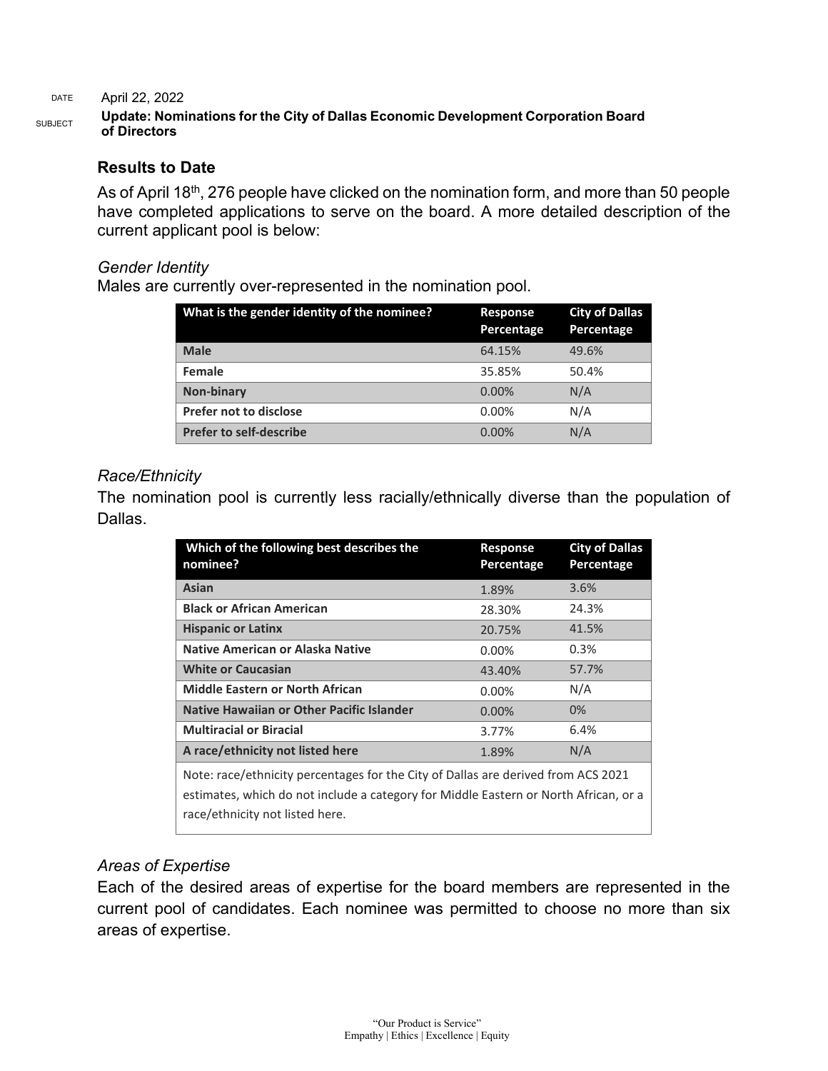DATE April 22, 2022

SUBJECT **Update: Nominations for the City of Dallas Economic Development Corporation Board of Directors**

### Results to Date

As of April 18th, 276 people have clicked on the nomination form, and more than 50 people have completed applications to serve on the board. A more detailed description of the current applicant pool is below:

*Gender Identity*

Males are currently over-represented in the nomination pool.

| What is the gender identity of the nominee? | Response Percentage | City of Dallas Percentage |
|---|---|---|
| **Male** | 64.15% | 49.6% |
| **Female** | 35.85% | 50.4% |
| **Non-binary** | 0.00% | N/A |
| **Prefer not to disclose** | 0.00% | N/A |
| **Prefer to self-describe** | 0.00% | N/A |

*Race/Ethnicity*

The nomination pool is currently less racially/ethnically diverse than the population of Dallas.

| Which of the following best describes the nominee? | Response Percentage | City of Dallas Percentage |
|---|---|---|
| **Asian** | 1.89% | 3.6% |
| **Black or African American** | 28.30% | 24.3% |
| **Hispanic or Latinx** | 20.75% | 41.5% |
| **Native American or Alaska Native** | 0.00% | 0.3% |
| **White or Caucasian** | 43.40% | 57.7% |
| **Middle Eastern or North African** | 0.00% | N/A |
| **Native Hawaiian or Other Pacific Islander** | 0.00% | 0% |
| **Multiracial or Biracial** | 3.77% | 6.4% |
| **A race/ethnicity not listed here** | 1.89% | N/A |

Note: race/ethnicity percentages for the City of Dallas are derived from ACS 2021 estimates, which do not include a category for Middle Eastern or North African, or a race/ethnicity not listed here.

*Areas of Expertise*

Each of the desired areas of expertise for the board members are represented in the current pool of candidates. Each nominee was permitted to choose no more than six areas of expertise.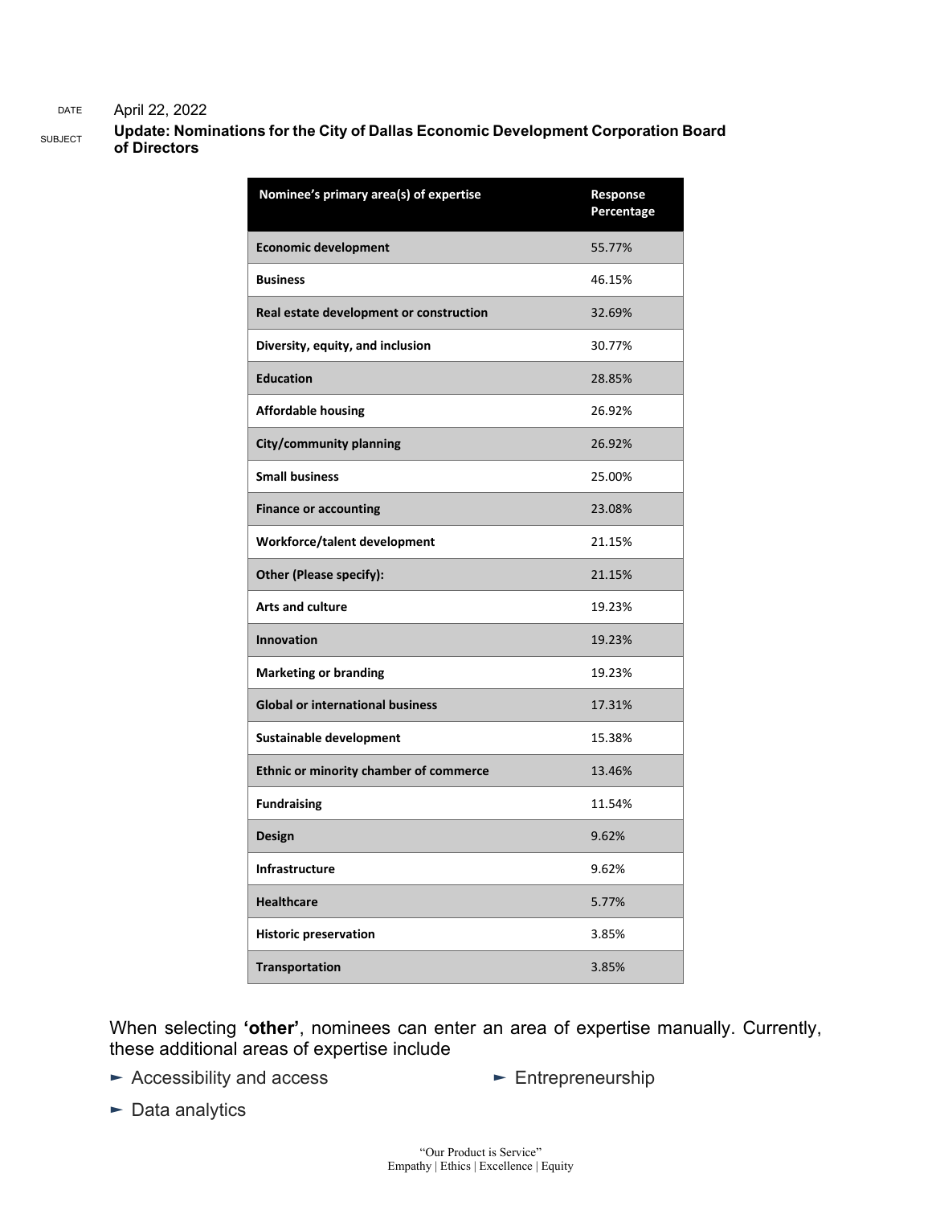DATE April 22, 2022

SUBJECT **Update: Nominations for the City of Dallas Economic Development Corporation Board of Directors**

| Nominee's primary area(s) of expertise | Response Percentage |
|---|---|
| **Economic development** | 55.77% |
| **Business** | 46.15% |
| **Real estate development or construction** | 32.69% |
| **Diversity, equity, and inclusion** | 30.77% |
| **Education** | 28.85% |
| **Affordable housing** | 26.92% |
| **City/community planning** | 26.92% |
| **Small business** | 25.00% |
| **Finance or accounting** | 23.08% |
| **Workforce/talent development** | 21.15% |
| **Other (Please specify):** | 21.15% |
| **Arts and culture** | 19.23% |
| **Innovation** | 19.23% |
| **Marketing or branding** | 19.23% |
| **Global or international business** | 17.31% |
| **Sustainable development** | 15.38% |
| **Ethnic or minority chamber of commerce** | 13.46% |
| **Fundraising** | 11.54% |
| **Design** | 9.62% |
| **Infrastructure** | 9.62% |
| **Healthcare** | 5.77% |
| **Historic preservation** | 3.85% |
| **Transportation** | 3.85% |

When selecting **'other'**, nominees can enter an area of expertise manually. Currently, these additional areas of expertise include

- Accessibility and access
- Data analytics
- Entrepreneurship

"Our Product is Service"
Empathy | Ethics | Excellence | Equity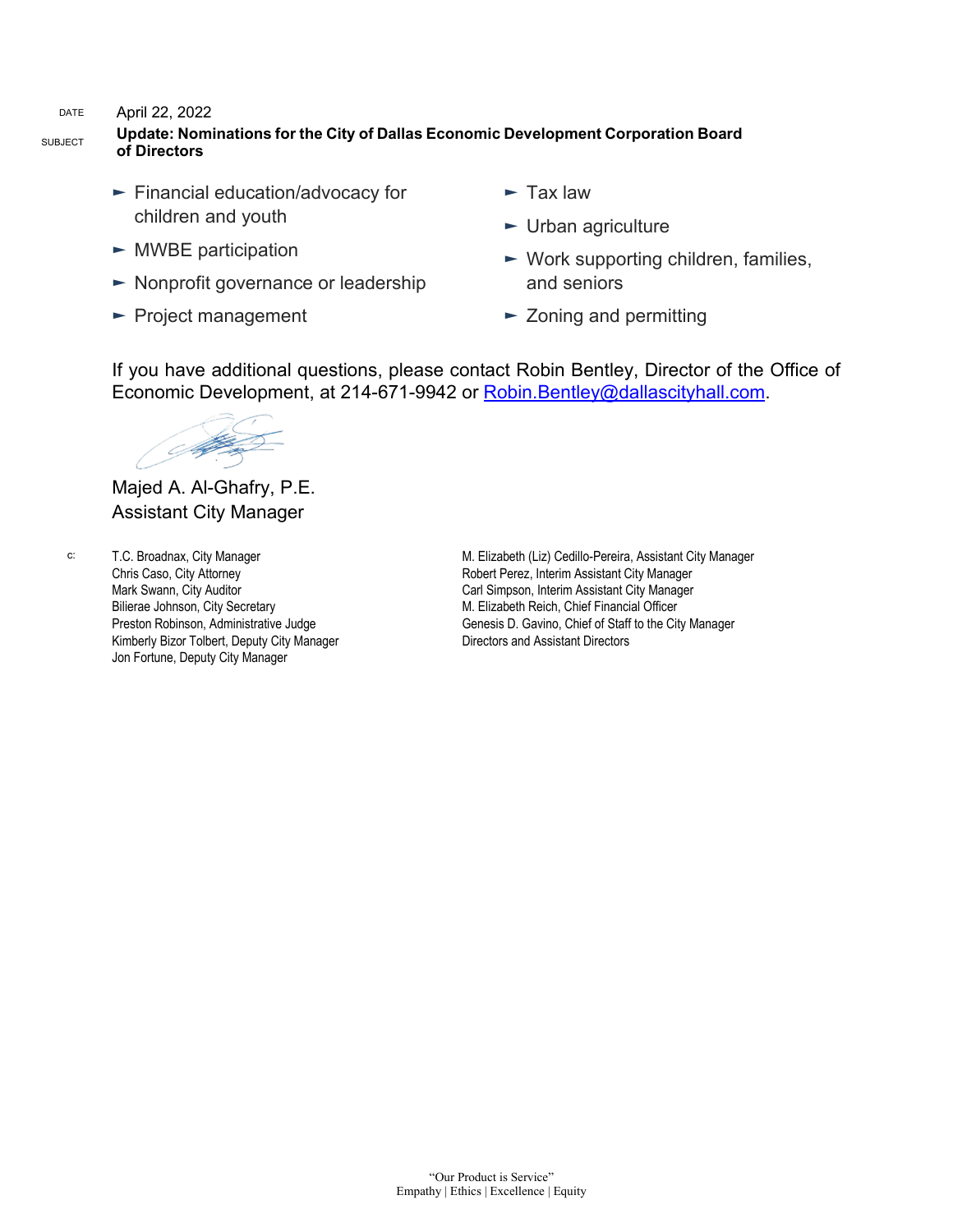DATE April 22, 2022

SUBJECT **Update: Nominations for the City of Dallas Economic Development Corporation Board of Directors**

- Financial education/advocacy for children and youth
- MWBE participation
- Nonprofit governance or leadership
- Project management
- Tax law
- Urban agriculture
- Work supporting children, families, and seniors
- Zoning and permitting

If you have additional questions, please contact Robin Bentley, Director of the Office of Economic Development, at 214-671-9942 or Robin.Bentley@dallascityhall.com.

Majed A. Al-Ghafry, P.E.
Assistant City Manager

c:
T.C. Broadnax, City Manager
Chris Caso, City Attorney
Mark Swann, City Auditor
Bilierae Johnson, City Secretary
Preston Robinson, Administrative Judge
Kimberly Bizor Tolbert, Deputy City Manager
Jon Fortune, Deputy City Manager
M. Elizabeth (Liz) Cedillo-Pereira, Assistant City Manager
Robert Perez, Interim Assistant City Manager
Carl Simpson, Interim Assistant City Manager
M. Elizabeth Reich, Chief Financial Officer
Genesis D. Gavino, Chief of Staff to the City Manager
Directors and Assistant Directors

"Our Product is Service"
Empathy | Ethics | Excellence | Equity